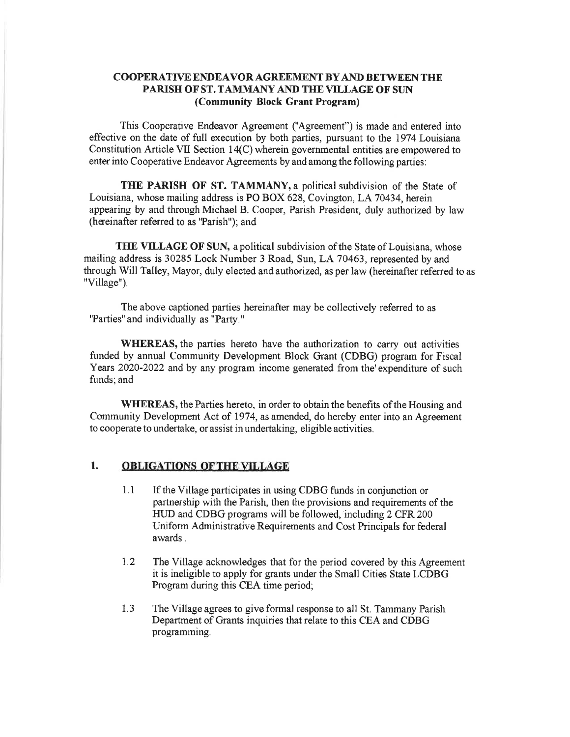# COOPERATIVE ENDEAVOR AGREEMENT BY AND BETWEEN THE PARISH OF ST. TAMMANY AND THE VILLAGE OF SUN (Community Block Grant Program)

This Cooperative Endeavor Agreement ("Agreement") is made and entered into effective on the date of full execution by both parties, pursuant to the 1974 Louisiana Constitution Article VII Section 14(C) wherein governmental entities are empowered to enter into Cooperative Endeavor Agreements by and among the following parties:

**THE PARISH OF ST. TAMMANY,** a political subdivision of the State of Louisiana, whose mailing address is PO BOX 628, Covington, LA 70434, herein appearing by and through Michael B. Cooper, Parish President, duly authorized by law (hereinafter referred to as "Parish"); and

**THE VILLAGE OF SUN,** a political subdivision of the State of Louisiana, whose mailing address is 30285 Lock Number 3 Road, Sun, LA 70463, represented by and through Will Talley, Mayor, duly elected and authorized, as per law (hereinafter referred to as "Village").

The above captioned parties hereinafter may be collectively referred to as "Parties" and individually as "Party."

**WHEREAS,** the parties hereto have the authorization to carry out activities funded by annual Community Development Block Grant (CDBG) program for Fiscal Years 2020-2022 and by any program income generated from the' expenditure of such funds; and

**WHEREAS,** the Parties hereto, in order to obtain the benefits of the Housing and Community Development Act of 1974, as amended, do hereby enter into an Agreement to cooperate to undertake, or assist in undertaking, eligible activities.

## 1. OBLIGATIONS OF THE VILLAGE

1.1 If the Village participates in using CDBG funds in conjunction or partnership with the Parish, then the provisions and requirements of the HUD and CDBG programs will be followed, including 2 CFR 200 Uniform Administrative Requirements and Cost Principals for federal awards .

1.2 The Village acknowledges that for the period covered by this Agreement it is ineligible to apply for grants under the Small Cities State LCDBG Program during this CEA time period;

1.3 The Village agrees to give formal response to all St. Tammany Parish Department of Grants inquiries that relate to this CEA and CDBG programming.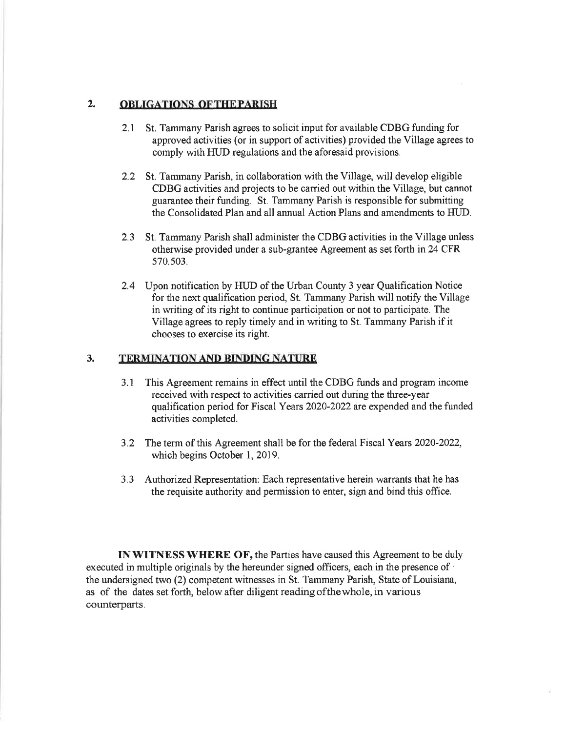## 2. OBLIGATIONS OF THE PARISH

2.1 St. Tammany Parish agrees to solicit input for available CDBG funding for approved activities (or in support of activities) provided the Village agrees to comply with HUD regulations and the aforesaid provisions.

2.2 St. Tammany Parish, in collaboration with the Village, will develop eligible CDBG activities and projects to be carried out within the Village, but cannot guarantee their funding. St. Tammany Parish is responsible for submitting the Consolidated Plan and all annual Action Plans and amendments to HUD.

2.3 St. Tammany Parish shall administer the CDBG activities in the Village unless otherwise provided under a sub-grantee Agreement as set forth in 24 CFR 570.503.

2.4 Upon notification by HUD of the Urban County 3 year Qualification Notice for the next qualification period, St. Tammany Parish will notify the Village in writing of its right to continue participation or not to participate. The Village agrees to reply timely and in writing to St. Tammany Parish if it chooses to exercise its right.

## 3. TERMINATION AND BINDING NATURE

3.1 This Agreement remains in effect until the CDBG funds and program income received with respect to activities carried out during the three-year qualification period for Fiscal Years 2020-2022 are expended and the funded activities completed.

3.2 The term of this Agreement shall be for the federal Fiscal Years 2020-2022, which begins October 1, 2019.

3.3 Authorized Representation: Each representative herein warrants that he has the requisite authority and permission to enter, sign and bind this office.

**IN WITNESS WHERE OF,** the Parties have caused this Agreement to be duly executed in multiple originals by the hereunder signed officers, each in the presence of the undersigned two (2) competent witnesses in St. Tammany Parish, State of Louisiana, as of the dates set forth, below after diligent reading of the whole, in various counterparts.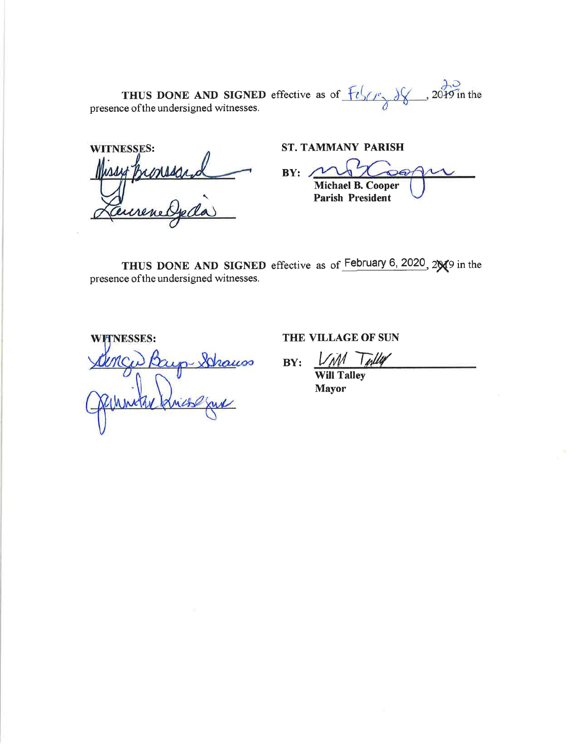**THUS DONE AND SIGNED** effective as of Feb. 18, 2020 in the presence of the undersigned witnesses.

**WITNESSES:**

Missy Broussard

Laurene Ojeda

**ST. TAMMANY PARISH**

**BY:** M B Cooper

**Michael B. Cooper**
**Parish President**

**THUS DONE AND SIGNED** effective as of February 6, 2020, 2019 in the presence of the undersigned witnesses.

**WITNESSES:**

Angie Baup-Strauss

Jennifer Dusseaux

**THE VILLAGE OF SUN**

**BY:** Will Talley

**Will Talley**
**Mayor**